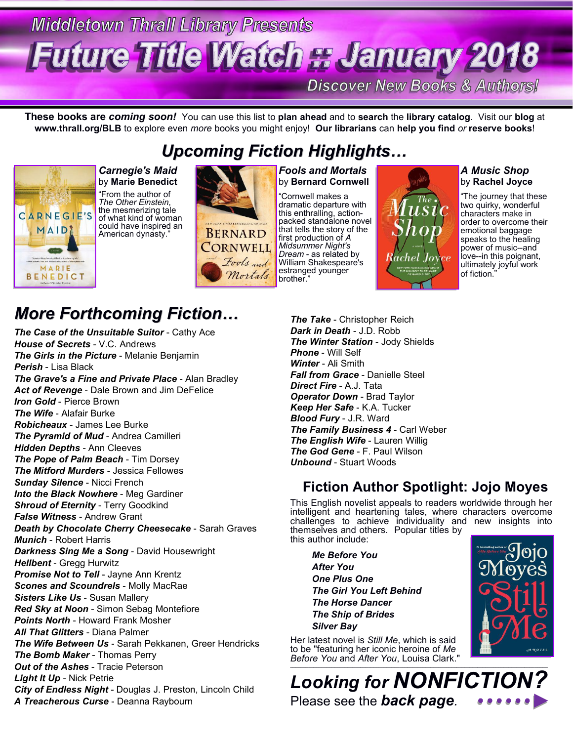Middletown Thrall Library Presents

# Future Title Watch :: January 2018

Discover New Books & Authors!

**These books are *coming soon!*** You can use this list to **plan ahead** and to **search** the **library catalog**. Visit our **blog** at **www.thrall.org/BLB** to explore even *more* books you might enjoy! **Our librarians** can **help you find** *or* **reserve books**!

## *Upcoming Fiction Highlights…*

***Carnegie's Maid***
by **Marie Benedict**
"From the author of *The Other Einstein*, the mesmerizing tale of what kind of woman could have inspired an American dynasty."

***Fools and Mortals***
by **Bernard Cornwell**
"Cornwell makes a dramatic departure with this enthralling, action-packed standalone novel that tells the story of the first production of *A Midsummer Night's Dream* - as related by William Shakespeare's estranged younger brother."

***A Music Shop***
by **Rachel Joyce**
"The journey that these two quirky, wonderful characters make in order to overcome their emotional baggage speaks to the healing power of music--and love--in this poignant, ultimately joyful work of fiction."

## *More Forthcoming Fiction…*

***The Case of the Unsuitable Suitor*** - Cathy Ace
***House of Secrets*** - V.C. Andrews
***The Girls in the Picture*** - Melanie Benjamin
***Perish*** - Lisa Black
***The Grave's a Fine and Private Place*** - Alan Bradley
***Act of Revenge*** - Dale Brown and Jim DeFelice
***Iron Gold*** - Pierce Brown
***The Wife*** - Alafair Burke
***Robicheaux*** - James Lee Burke
***The Pyramid of Mud*** - Andrea Camilleri
***Hidden Depths*** - Ann Cleeves
***The Pope of Palm Beach*** - Tim Dorsey
***The Mitford Murders*** - Jessica Fellowes
***Sunday Silence*** - Nicci French
***Into the Black Nowhere*** - Meg Gardiner
***Shroud of Eternity*** - Terry Goodkind
***False Witness*** - Andrew Grant
***Death by Chocolate Cherry Cheesecake*** - Sarah Graves
***Munich*** - Robert Harris
***Darkness Sing Me a Song*** - David Housewright
***Hellbent*** - Gregg Hurwitz
***Promise Not to Tell*** - Jayne Ann Krentz
***Scones and Scoundrels*** - Molly MacRae
***Sisters Like Us*** - Susan Mallery
***Red Sky at Noon*** - Simon Sebag Montefiore
***Points North*** - Howard Frank Mosher
***All That Glitters*** - Diana Palmer
***The Wife Between Us*** - Sarah Pekkanen, Greer Hendricks
***The Bomb Maker*** - Thomas Perry
***Out of the Ashes*** - Tracie Peterson
***Light It Up*** - Nick Petrie
***City of Endless Night*** - Douglas J. Preston, Lincoln Child
***A Treacherous Curse*** - Deanna Raybourn
***The Take*** - Christopher Reich
***Dark in Death*** - J.D. Robb
***The Winter Station*** - Jody Shields
***Phone*** - Will Self
***Winter*** - Ali Smith
***Fall from Grace*** - Danielle Steel
***Direct Fire*** - A.J. Tata
***Operator Down*** - Brad Taylor
***Keep Her Safe*** - K.A. Tucker
***Blood Fury*** - J.R. Ward
***The Family Business 4*** - Carl Weber
***The English Wife*** - Lauren Willig
***The God Gene*** - F. Paul Wilson
***Unbound*** - Stuart Woods

## Fiction Author Spotlight: Jojo Moyes

This English novelist appeals to readers worldwide through her intelligent and heartening tales, where characters overcome challenges to achieve individuality and new insights into themselves and others. Popular titles by this author include:

***Me Before You***
***After You***
***One Plus One***
***The Girl You Left Behind***
***The Horse Dancer***
***The Ship of Brides***
***Silver Bay***

Her latest novel is *Still Me*, which is said to be "featuring her iconic heroine of *Me Before You* and *After You*, Louisa Clark."

## *Looking for NONFICTION?*

Please see the ***back page***.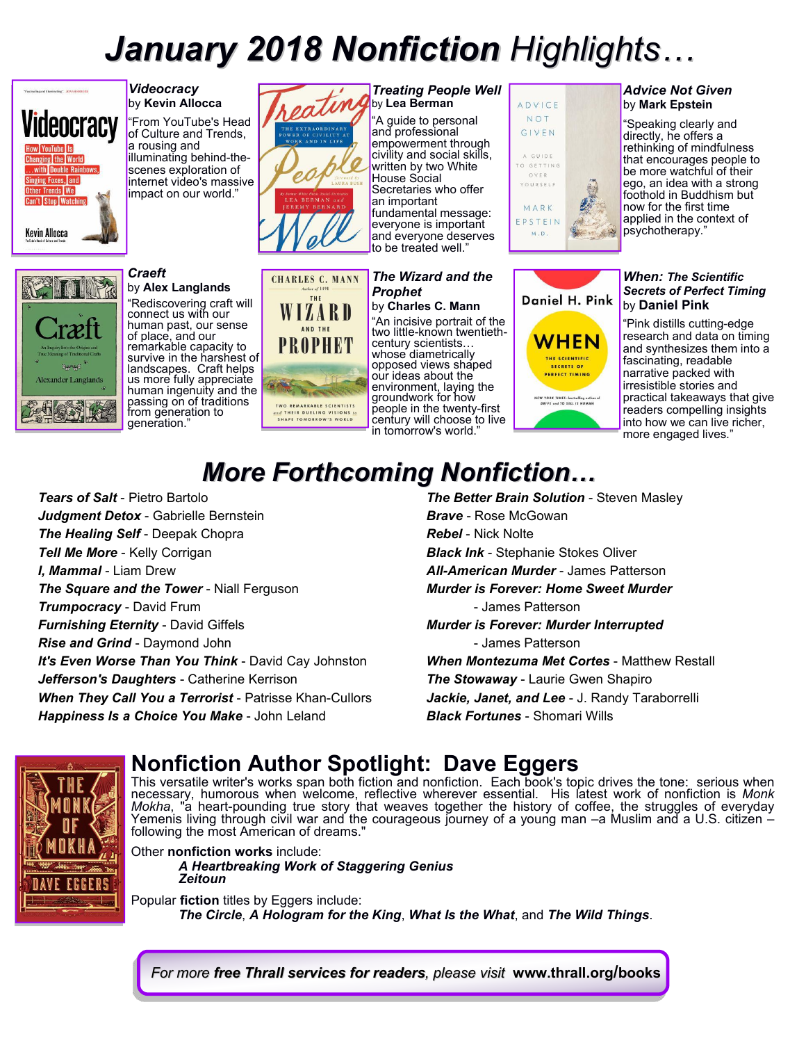# January 2018 Nonfiction Highlights…

### *Videocracy*
by **Kevin Allocca**

"From YouTube's Head of Culture and Trends, a rousing and illuminating behind-the-scenes exploration of internet video's massive impact on our world."

### *Treating People Well*
by **Lea Berman**

"A guide to personal and professional empowerment through civility and social skills, written by two White House Social Secretaries who offer an important fundamental message: everyone is important and everyone deserves to be treated well."

### *Advice Not Given*
by **Mark Epstein**

"Speaking clearly and directly, he offers a rethinking of mindfulness that encourages people to be more watchful of their ego, an idea with a strong foothold in Buddhism but now for the first time applied in the context of psychotherapy."

### *Craeft*
by **Alex Langlands**

"Rediscovering craft will connect us with our human past, our sense of place, and our remarkable capacity to survive in the harshest of landscapes. Craft helps us more fully appreciate human ingenuity and the passing on of traditions from generation to generation."

### *The Wizard and the Prophet*
by **Charles C. Mann**

"An incisive portrait of the two little-known twentieth-century scientists… whose diametrically opposed views shaped our ideas about the environment, laying the groundwork for how people in the twenty-first century will choose to live in tomorrow's world."

### *When: The Scientific Secrets of Perfect Timing*
by **Daniel Pink**

"Pink distills cutting-edge research and data on timing and synthesizes them into a fascinating, readable narrative packed with irresistible stories and practical takeaways that give readers compelling insights into how we can live richer, more engaged lives."

## More Forthcoming Nonfiction…

- ***Tears of Salt*** - Pietro Bartolo
- ***Judgment Detox*** - Gabrielle Bernstein
- ***The Healing Self*** - Deepak Chopra
- ***Tell Me More*** - Kelly Corrigan
- ***I, Mammal*** - Liam Drew
- ***The Square and the Tower*** - Niall Ferguson
- ***Trumpocracy*** - David Frum
- ***Furnishing Eternity*** - David Giffels
- ***Rise and Grind*** - Daymond John
- ***It's Even Worse Than You Think*** - David Cay Johnston
- ***Jefferson's Daughters*** - Catherine Kerrison
- ***When They Call You a Terrorist*** - Patrisse Khan-Cullors
- ***Happiness Is a Choice You Make*** - John Leland
- ***The Better Brain Solution*** - Steven Masley
- ***Brave*** - Rose McGowan
- ***Rebel*** - Nick Nolte
- ***Black Ink*** - Stephanie Stokes Oliver
- ***All-American Murder*** - James Patterson
- ***Murder is Forever: Home Sweet Murder*** - James Patterson
- ***Murder is Forever: Murder Interrupted*** - James Patterson
- ***When Montezuma Met Cortes*** - Matthew Restall
- ***The Stowaway*** - Laurie Gwen Shapiro
- ***Jackie, Janet, and Lee*** - J. Randy Taraborrelli
- ***Black Fortunes*** - Shomari Wills

## Nonfiction Author Spotlight: Dave Eggers

This versatile writer's works span both fiction and nonfiction. Each book's topic drives the tone: serious when necessary, humorous when welcome, reflective wherever essential. His latest work of nonfiction is *Monk Mokha*, "a heart-pounding true story that weaves together the history of coffee, the struggles of everyday Yemenis living through civil war and the courageous journey of a young man –a Muslim and a U.S. citizen – following the most American of dreams."

Other **nonfiction works** include:

***A Heartbreaking Work of Staggering Genius***
***Zeitoun***

Popular **fiction** titles by Eggers include:

***The Circle***, ***A Hologram for the King***, ***What Is the What***, and ***The Wild Things***.

*For more **free Thrall services for readers**, please visit* **www.thrall.org/books**